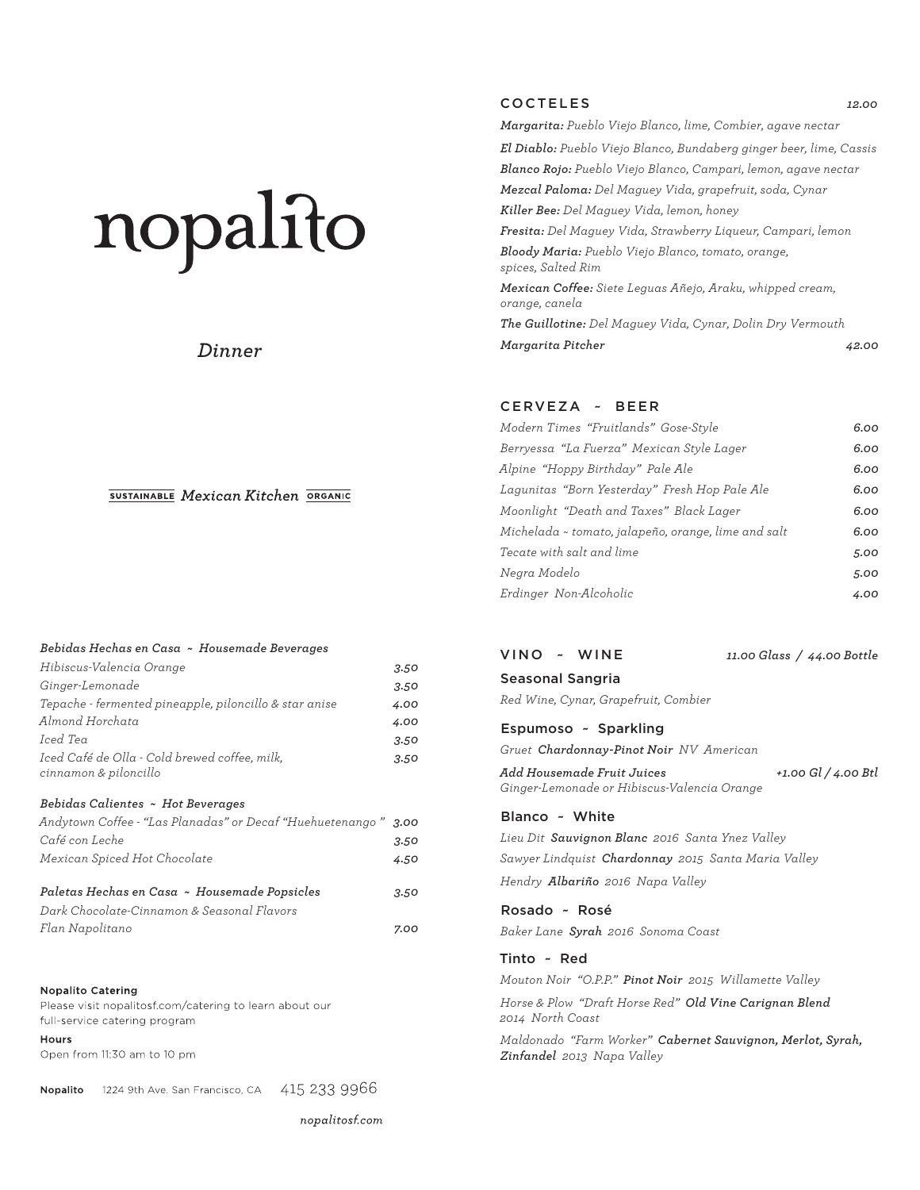# nopalito

*Dinner*

SUSTAINABLE *Mexican Kitchen* ORGANIC

### *Bebidas Hechas en Casa ~ Housemade Beverages*

| | |
|---|---|
| *Hibiscus-Valencia Orange* | 3.50 |
| *Ginger-Lemonade* | 3.50 |
| *Tepache - fermented pineapple, piloncillo & star anise* | 4.00 |
| *Almond Horchata* | 4.00 |
| *Iced Tea* | 3.50 |
| *Iced Café de Olla - Cold brewed coffee, milk, cinnamon & piloncillo* | 3.50 |

### *Bebidas Calientes ~ Hot Beverages*

| | |
|---|---|
| *Andytown Coffee - "Las Planadas" or Decaf "Huehuetenango"* | 3.00 |
| *Café con Leche* | 3.50 |
| *Mexican Spiced Hot Chocolate* | 4.50 |

### *Paletas Hechas en Casa ~ Housemade Popsicles* — 3.50

*Dark Chocolate-Cinnamon & Seasonal Flavors*

*Flan Napolitano* — 7.00

**Nopalito Catering**

Please visit nopalitosf.com/catering to learn about our full-service catering program

**Hours**

Open from 11:30 am to 10 pm

**Nopalito** 1224 9th Ave. San Francisco, CA 415 233 9966

*nopalitosf.com*

## COCTELES — *12.00*

***Margarita:*** *Pueblo Viejo Blanco, lime, Combier, agave nectar*

***El Diablo:*** *Pueblo Viejo Blanco, Bundaberg ginger beer, lime, Cassis*

***Blanco Rojo:*** *Pueblo Viejo Blanco, Campari, lemon, agave nectar*

***Mezcal Paloma:*** *Del Maguey Vida, grapefruit, soda, Cynar*

***Killer Bee:*** *Del Maguey Vida, lemon, honey*

***Fresita:*** *Del Maguey Vida, Strawberry Liqueur, Campari, lemon*

***Bloody Maria:*** *Pueblo Viejo Blanco, tomato, orange, spices, Salted Rim*

***Mexican Coffee:*** *Siete Leguas Añejo, Araku, whipped cream, orange, canela*

***The Guillotine:*** *Del Maguey Vida, Cynar, Dolin Dry Vermouth*

***Margarita Pitcher*** — *42.00*

## CERVEZA ~ BEER

| | |
|---|---|
| *Modern Times "Fruitlands" Gose-Style* | 6.00 |
| *Berryessa "La Fuerza" Mexican Style Lager* | 6.00 |
| *Alpine "Hoppy Birthday" Pale Ale* | 6.00 |
| *Lagunitas "Born Yesterday" Fresh Hop Pale Ale* | 6.00 |
| *Moonlight "Death and Taxes" Black Lager* | 6.00 |
| *Michelada ~ tomato, jalapeño, orange, lime and salt* | 6.00 |
| *Tecate with salt and lime* | 5.00 |
| *Negra Modelo* | 5.00 |
| *Erdinger Non-Alcoholic* | 4.00 |

## VINO ~ WINE — *11.00 Glass / 44.00 Bottle*

### Seasonal Sangria

*Red Wine, Cynar, Grapefruit, Combier*

### Espumoso ~ Sparkling

*Gruet* ***Chardonnay-Pinot Noir*** *NV American*

***Add Housemade Fruit Juices*** — *+1.00 Gl / 4.00 Btl*
*Ginger-Lemonade or Hibiscus-Valencia Orange*

### Blanco ~ White

*Lieu Dit* ***Sauvignon Blanc*** *2016 Santa Ynez Valley*

*Sawyer Lindquist* ***Chardonnay*** *2015 Santa Maria Valley*

*Hendry* ***Albariño*** *2016 Napa Valley*

### Rosado ~ Rosé

*Baker Lane* ***Syrah*** *2016 Sonoma Coast*

### Tinto ~ Red

*Mouton Noir "O.P.P."* ***Pinot Noir*** *2015 Willamette Valley*

*Horse & Plow "Draft Horse Red"* ***Old Vine Carignan Blend*** *2014 North Coast*

*Maldonado "Farm Worker"* ***Cabernet Sauvignon, Merlot, Syrah, Zinfandel*** *2013 Napa Valley*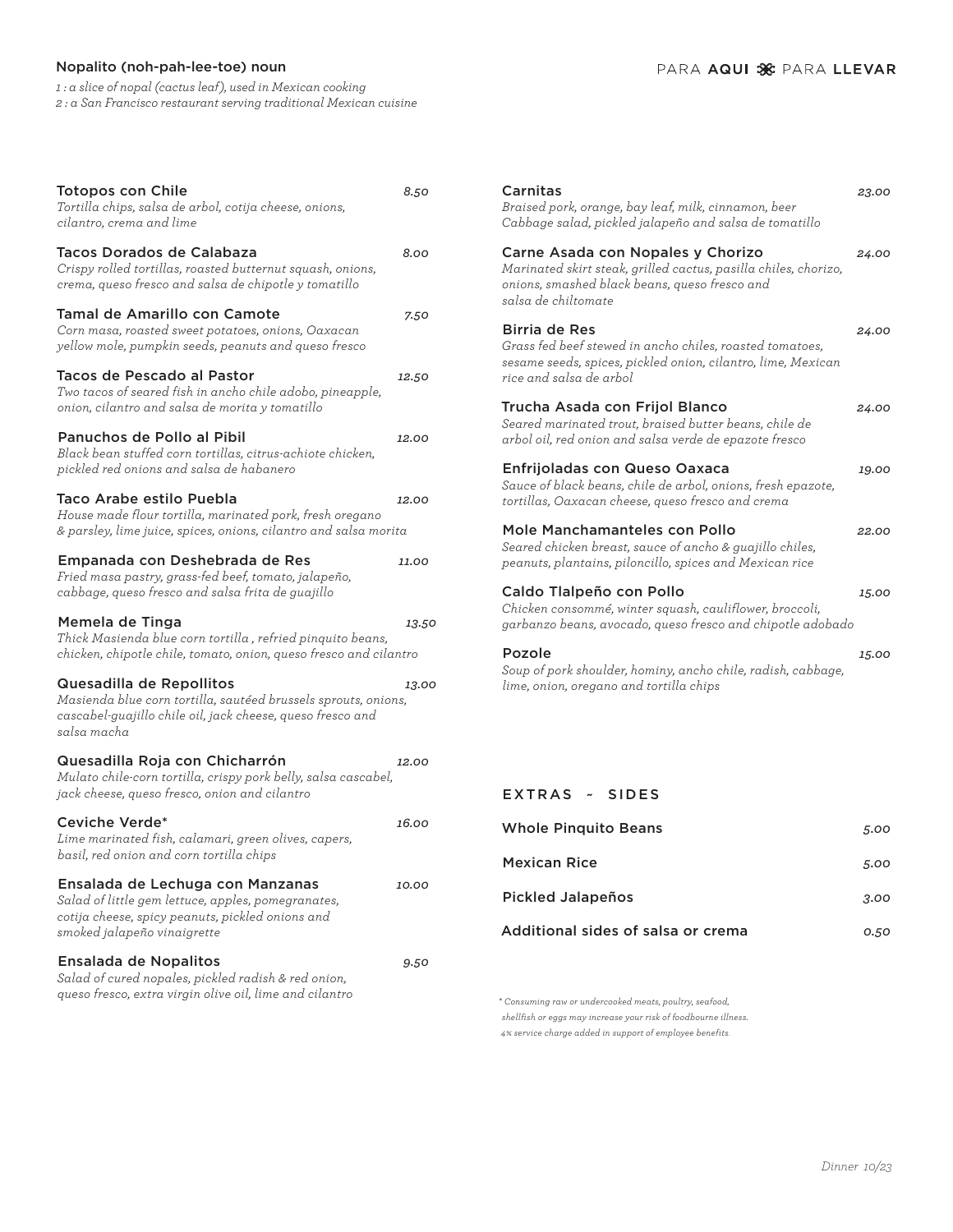**Nopalito (noh-pah-lee-toe) noun**

*1 : a slice of nopal (cactus leaf), used in Mexican cooking*
*2 : a San Francisco restaurant serving traditional Mexican cuisine*

PARA **AQUI** PARA **LLEVAR**

**Totopos con Chile** — *8.50*
*Tortilla chips, salsa de arbol, cotija cheese, onions, cilantro, crema and lime*

**Tacos Dorados de Calabaza** — *8.00*
*Crispy rolled tortillas, roasted butternut squash, onions, crema, queso fresco and salsa de chipotle y tomatillo*

**Tamal de Amarillo con Camote** — *7.50*
*Corn masa, roasted sweet potatoes, onions, Oaxacan yellow mole, pumpkin seeds, peanuts and queso fresco*

**Tacos de Pescado al Pastor** — *12.50*
*Two tacos of seared fish in ancho chile adobo, pineapple, onion, cilantro and salsa de morita y tomatillo*

**Panuchos de Pollo al Pibil** — *12.00*
*Black bean stuffed corn tortillas, citrus-achiote chicken, pickled red onions and salsa de habanero*

**Taco Arabe estilo Puebla** — *12.00*
*House made flour tortilla, marinated pork, fresh oregano & parsley, lime juice, spices, onions, cilantro and salsa morita*

**Empanada con Deshebrada de Res** — *11.00*
*Fried masa pastry, grass-fed beef, tomato, jalapeño, cabbage, queso fresco and salsa frita de guajillo*

**Memela de Tinga** — *13.50*
*Thick Masienda blue corn tortilla , refried pinquito beans, chicken, chipotle chile, tomato, onion, queso fresco and cilantro*

**Quesadilla de Repollitos** — *13.00*
*Masienda blue corn tortilla, sautéed brussels sprouts, onions, cascabel-guajillo chile oil, jack cheese, queso fresco and salsa macha*

**Quesadilla Roja con Chicharrón** — *12.00*
*Mulato chile-corn tortilla, crispy pork belly, salsa cascabel, jack cheese, queso fresco, onion and cilantro*

**Ceviche Verde*** — *16.00*
*Lime marinated fish, calamari, green olives, capers, basil, red onion and corn tortilla chips*

**Ensalada de Lechuga con Manzanas** — *10.00*
*Salad of little gem lettuce, apples, pomegranates, cotija cheese, spicy peanuts, pickled onions and smoked jalapeño vinaigrette*

**Ensalada de Nopalitos** — *9.50*
*Salad of cured nopales, pickled radish & red onion, queso fresco, extra virgin olive oil, lime and cilantro*

**Carnitas** — *23.00*
*Braised pork, orange, bay leaf, milk, cinnamon, beer Cabbage salad, pickled jalapeño and salsa de tomatillo*

**Carne Asada con Nopales y Chorizo** — *24.00*
*Marinated skirt steak, grilled cactus, pasilla chiles, chorizo, onions, smashed black beans, queso fresco and salsa de chiltomate*

**Birria de Res** — *24.00*
*Grass fed beef stewed in ancho chiles, roasted tomatoes, sesame seeds, spices, pickled onion, cilantro, lime, Mexican rice and salsa de arbol*

**Trucha Asada con Frijol Blanco** — *24.00*
*Seared marinated trout, braised butter beans, chile de arbol oil, red onion and salsa verde de epazote fresco*

**Enfrijoladas con Queso Oaxaca** — *19.00*
*Sauce of black beans, chile de arbol, onions, fresh epazote, tortillas, Oaxacan cheese, queso fresco and crema*

**Mole Manchamanteles con Pollo** — *22.00*
*Seared chicken breast, sauce of ancho & guajillo chiles, peanuts, plantains, piloncillo, spices and Mexican rice*

**Caldo Tlalpeño con Pollo** — *15.00*
*Chicken consommé, winter squash, cauliflower, broccoli, garbanzo beans, avocado, queso fresco and chipotle adobado*

**Pozole** — *15.00*
*Soup of pork shoulder, hominy, ancho chile, radish, cabbage, lime, onion, oregano and tortilla chips*

## EXTRAS ~ SIDES

| Item | Price |
|---|---|
| Whole Pinquito Beans | 5.00 |
| Mexican Rice | 5.00 |
| Pickled Jalapeños | 3.00 |
| Additional sides of salsa or crema | 0.50 |

*\* Consuming raw or undercooked meats, poultry, seafood, shellfish or eggs may increase your risk of foodbourne illness.*
*4% service charge added in support of employee benefits.*

*Dinner 10/23*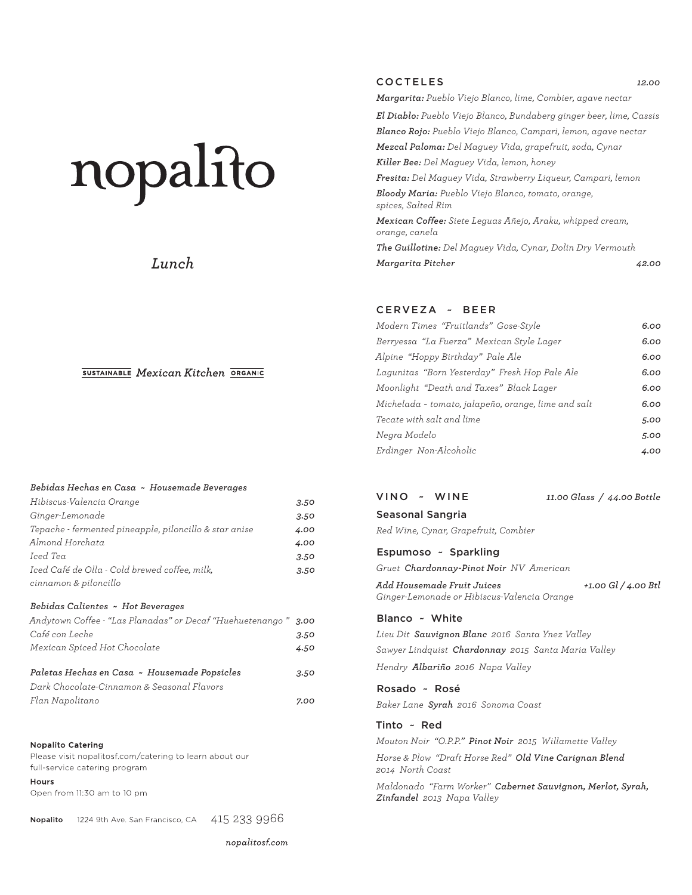# nopalito

*Lunch*

SUSTAINABLE *Mexican Kitchen* ORGANIC

## *Bebidas Hechas en Casa ~ Housemade Beverages*

| | |
|---|---|
| *Hibiscus-Valencia Orange* | *3.50* |
| *Ginger-Lemonade* | *3.50* |
| *Tepache - fermented pineapple, piloncillo & star anise* | *4.00* |
| *Almond Horchata* | *4.00* |
| *Iced Tea* | *3.50* |
| *Iced Café de Olla - Cold brewed coffee, milk, cinnamon & piloncillo* | *3.50* |

## *Bebidas Calientes ~ Hot Beverages*

| | |
|---|---|
| *Andytown Coffee - "Las Planadas" or Decaf "Huehuetenango"* | *3.00* |
| *Café con Leche* | *3.50* |
| *Mexican Spiced Hot Chocolate* | *4.50* |

## *Paletas Hechas en Casa ~ Housemade Popsicles* *3.50*

*Dark Chocolate-Cinnamon & Seasonal Flavors*

*Flan Napolitano* *7.00*

**Nopalito Catering**
Please visit nopalitosf.com/catering to learn about our full-service catering program

**Hours**
Open from 11:30 am to 10 pm

**Nopalito** 1224 9th Ave. San Francisco, CA 415 233 9966

*nopalitosf.com*

## COCTELES *12.00*

***Margarita:*** *Pueblo Viejo Blanco, lime, Combier, agave nectar*

***El Diablo:*** *Pueblo Viejo Blanco, Bundaberg ginger beer, lime, Cassis*

***Blanco Rojo:*** *Pueblo Viejo Blanco, Campari, lemon, agave nectar*

***Mezcal Paloma:*** *Del Maguey Vida, grapefruit, soda, Cynar*

***Killer Bee:*** *Del Maguey Vida, lemon, honey*

***Fresita:*** *Del Maguey Vida, Strawberry Liqueur, Campari, lemon*

***Bloody Maria:*** *Pueblo Viejo Blanco, tomato, orange, spices, Salted Rim*

***Mexican Coffee:*** *Siete Leguas Añejo, Araku, whipped cream, orange, canela*

***The Guillotine:*** *Del Maguey Vida, Cynar, Dolin Dry Vermouth*

***Margarita Pitcher*** *42.00*

## CERVEZA ~ BEER

| | |
|---|---|
| *Modern Times "Fruitlands" Gose-Style* | *6.00* |
| *Berryessa "La Fuerza" Mexican Style Lager* | *6.00* |
| *Alpine "Hoppy Birthday" Pale Ale* | *6.00* |
| *Lagunitas "Born Yesterday" Fresh Hop Pale Ale* | *6.00* |
| *Moonlight "Death and Taxes" Black Lager* | *6.00* |
| *Michelada ~ tomato, jalapeño, orange, lime and salt* | *6.00* |
| *Tecate with salt and lime* | *5.00* |
| *Negra Modelo* | *5.00* |
| *Erdinger Non-Alcoholic* | *4.00* |

## VINO ~ WINE *11.00 Glass / 44.00 Bottle*

### Seasonal Sangria

*Red Wine, Cynar, Grapefruit, Combier*

### Espumoso ~ Sparkling

*Gruet* ***Chardonnay-Pinot Noir*** *NV American*

***Add Housemade Fruit Juices*** *+1.00 Gl / 4.00 Btl*
*Ginger-Lemonade or Hibiscus-Valencia Orange*

### Blanco ~ White

*Lieu Dit* ***Sauvignon Blanc*** *2016 Santa Ynez Valley*

*Sawyer Lindquist* ***Chardonnay*** *2015 Santa Maria Valley*

*Hendry* ***Albariño*** *2016 Napa Valley*

### Rosado ~ Rosé

*Baker Lane* ***Syrah*** *2016 Sonoma Coast*

### Tinto ~ Red

*Mouton Noir "O.P.P."* ***Pinot Noir*** *2015 Willamette Valley*

*Horse & Plow "Draft Horse Red"* ***Old Vine Carignan Blend*** *2014 North Coast*

*Maldonado "Farm Worker"* ***Cabernet Sauvignon, Merlot, Syrah, Zinfandel*** *2013 Napa Valley*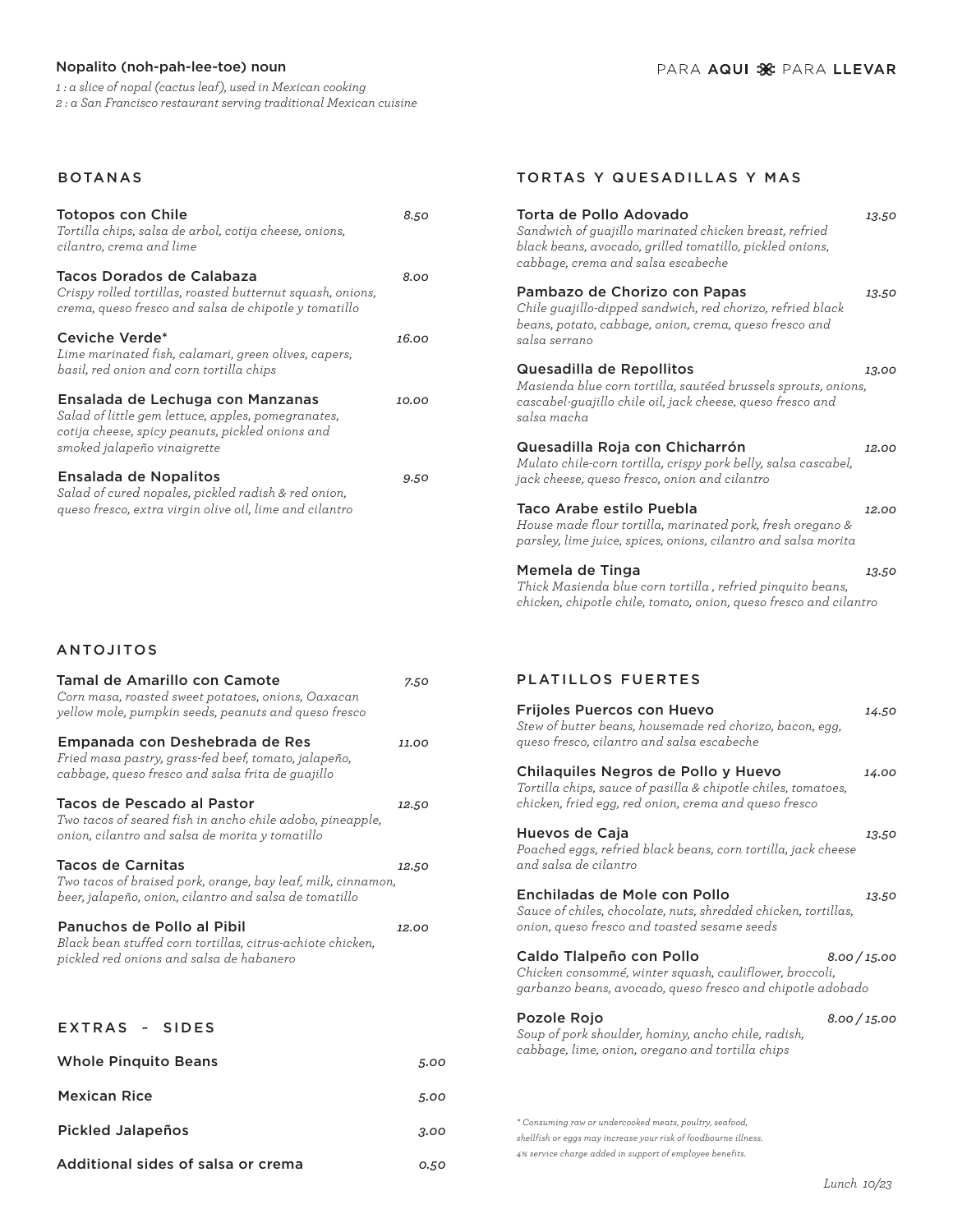**Nopalito (noh-pah-lee-toe) noun**

*1 : a slice of nopal (cactus leaf), used in Mexican cooking*
*2 : a San Francisco restaurant serving traditional Mexican cuisine*

PARA **AQUI** PARA **LLEVAR**

## BOTANAS

**Totopos con Chile** — *8.50*
*Tortilla chips, salsa de arbol, cotija cheese, onions, cilantro, crema and lime*

**Tacos Dorados de Calabaza** — *8.00*
*Crispy rolled tortillas, roasted butternut squash, onions, crema, queso fresco and salsa de chipotle y tomatillo*

**Ceviche Verde*** — *16.00*
*Lime marinated fish, calamari, green olives, capers, basil, red onion and corn tortilla chips*

**Ensalada de Lechuga con Manzanas** — *10.00*
*Salad of little gem lettuce, apples, pomegranates, cotija cheese, spicy peanuts, pickled onions and smoked jalapeño vinaigrette*

**Ensalada de Nopalitos** — *9.50*
*Salad of cured nopales, pickled radish & red onion, queso fresco, extra virgin olive oil, lime and cilantro*

## ANTOJITOS

**Tamal de Amarillo con Camote** — *7.50*
*Corn masa, roasted sweet potatoes, onions, Oaxacan yellow mole, pumpkin seeds, peanuts and queso fresco*

**Empanada con Deshebrada de Res** — *11.00*
*Fried masa pastry, grass-fed beef, tomato, jalapeño, cabbage, queso fresco and salsa frita de guajillo*

**Tacos de Pescado al Pastor** — *12.50*
*Two tacos of seared fish in ancho chile adobo, pineapple, onion, cilantro and salsa de morita y tomatillo*

**Tacos de Carnitas** — *12.50*
*Two tacos of braised pork, orange, bay leaf, milk, cinnamon, beer, jalapeño, onion, cilantro and salsa de tomatillo*

**Panuchos de Pollo al Pibil** — *12.00*
*Black bean stuffed corn tortillas, citrus-achiote chicken, pickled red onions and salsa de habanero*

## EXTRAS ~ SIDES

| Item | Price |
|---|---|
| Whole Pinquito Beans | 5.00 |
| Mexican Rice | 5.00 |
| Pickled Jalapeños | 3.00 |
| Additional sides of salsa or crema | 0.50 |

## TORTAS Y QUESADILLAS Y MAS

**Torta de Pollo Adovado** — *13.50*
*Sandwich of guajillo marinated chicken breast, refried black beans, avocado, grilled tomatillo, pickled onions, cabbage, crema and salsa escabeche*

**Pambazo de Chorizo con Papas** — *13.50*
*Chile guajillo-dipped sandwich, red chorizo, refried black beans, potato, cabbage, onion, crema, queso fresco and salsa serrano*

**Quesadilla de Repollitos** — *13.00*
*Masienda blue corn tortilla, sautéed brussels sprouts, onions, cascabel-guajillo chile oil, jack cheese, queso fresco and salsa macha*

**Quesadilla Roja con Chicharrón** — *12.00*
*Mulato chile-corn tortilla, crispy pork belly, salsa cascabel, jack cheese, queso fresco, onion and cilantro*

**Taco Arabe estilo Puebla** — *12.00*
*House made flour tortilla, marinated pork, fresh oregano & parsley, lime juice, spices, onions, cilantro and salsa morita*

**Memela de Tinga** — *13.50*
*Thick Masienda blue corn tortilla , refried pinquito beans, chicken, chipotle chile, tomato, onion, queso fresco and cilantro*

## PLATILLOS FUERTES

**Frijoles Puercos con Huevo** — *14.50*
*Stew of butter beans, housemade red chorizo, bacon, egg, queso fresco, cilantro and salsa escabeche*

**Chilaquiles Negros de Pollo y Huevo** — *14.00*
*Tortilla chips, sauce of pasilla & chipotle chiles, tomatoes, chicken, fried egg, red onion, crema and queso fresco*

**Huevos de Caja** — *13.50*
*Poached eggs, refried black beans, corn tortilla, jack cheese and salsa de cilantro*

**Enchiladas de Mole con Pollo** — *13.50*
*Sauce of chiles, chocolate, nuts, shredded chicken, tortillas, onion, queso fresco and toasted sesame seeds*

**Caldo Tlalpeño con Pollo** — *8.00 / 15.00*
*Chicken consommé, winter squash, cauliflower, broccoli, garbanzo beans, avocado, queso fresco and chipotle adobado*

**Pozole Rojo** — *8.00 / 15.00*
*Soup of pork shoulder, hominy, ancho chile, radish, cabbage, lime, onion, oregano and tortilla chips*

*\* Consuming raw or undercooked meats, poultry, seafood, shellfish or eggs may increase your risk of foodbourne illness.*
*4% service charge added in support of employee benefits.*

*Lunch 10/23*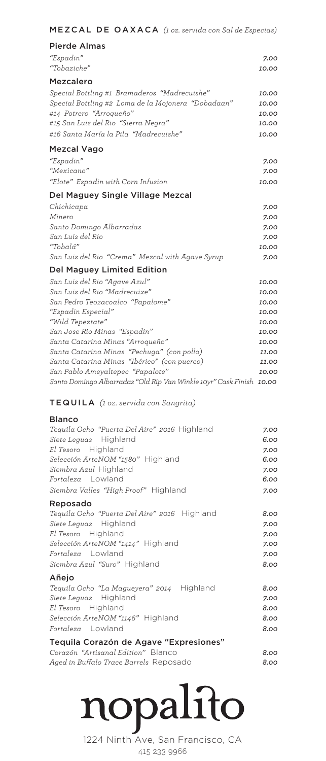## MEZCAL DE OAXACA *(1 oz. servida con Sal de Especias)*

### Pierde Almas

| | |
|---|---|
| *"Espadin"* | 7.00 |
| *"Tobaziche"* | 10.00 |

### Mezcalero

| | |
|---|---|
| *Special Bottling #1 Bramaderos "Madrecuishe"* | 10.00 |
| *Special Bottling #2 Loma de la Mojonera "Dobadaan"* | 10.00 |
| *#14 Potrero "Arroqueño"* | 10.00 |
| *#15 San Luis del Rio "Sierra Negra"* | 10.00 |
| *#16 Santa María la Pila "Madrecuishe"* | 10.00 |

### Mezcal Vago

| | |
|---|---|
| *"Espadin"* | 7.00 |
| *"Mexicano"* | 7.00 |
| *"Elote" Espadin with Corn Infusion* | 10.00 |

### Del Maguey Single Village Mezcal

| | |
|---|---|
| *Chichicapa* | 7.00 |
| *Minero* | 7.00 |
| *Santo Domingo Albarradas* | 7.00 |
| *San Luis del Rio* | 7.00 |
| *"Tobalá"* | 10.00 |
| *San Luis del Rio "Crema" Mezcal with Agave Syrup* | 7.00 |

### Del Maguey Limited Edition

| | |
|---|---|
| *San Luis del Rio "Agave Azul"* | 10.00 |
| *San Luis del Rio "Madrecuixe"* | 10.00 |
| *San Pedro Teozacoalco "Papalome"* | 10.00 |
| *"Espadin Especial"* | 10.00 |
| *"Wild Tepeztate"* | 10.00 |
| *San Jose Rio Minas "Espadin"* | 10.00 |
| *Santa Catarina Minas "Arroqueño"* | 10.00 |
| *Santa Catarina Minas "Pechuga" (con pollo)* | 11.00 |
| *Santa Catarina Minas "Ibérico" (con puerco)* | 11.00 |
| *San Pablo Ameyaltepec "Papalote"* | 10.00 |
| *Santo Domingo Albarradas "Old Rip Van Winkle 10yr" Cask Finish* | 10.00 |

## TEQUILA *(1 oz. servida con Sangrita)*

### Blanco

| | |
|---|---|
| *Tequila Ocho "Puerta Del Aire" 2016* Highland | 7.00 |
| *Siete Leguas* Highland | 6.00 |
| *El Tesoro* Highland | 7.00 |
| *Selección ArteNOM "1580"* Highland | 6.00 |
| *Siembra Azul* Highland | 7.00 |
| *Fortaleza* Lowland | 6.00 |
| *Siembra Valles "High Proof"* Highland | 7.00 |

### Reposado

| | |
|---|---|
| *Tequila Ocho "Puerta Del Aire" 2016* Highland | 8.00 |
| *Siete Leguas* Highland | 7.00 |
| *El Tesoro* Highland | 7.00 |
| *Selección ArteNOM "1414"* Highland | 7.00 |
| *Fortaleza* Lowland | 7.00 |
| *Siembra Azul "Suro"* Highland | 8.00 |

### Añejo

| | |
|---|---|
| *Tequila Ocho "La Magueyera" 2014* Highland | 8.00 |
| *Siete Leguas* Highland | 7.00 |
| *El Tesoro* Highland | 8.00 |
| *Selección ArteNOM "1146"* Highland | 8.00 |
| *Fortaleza* Lowland | 8.00 |

### Tequila Corazón de Agave "Expresiones"

| | |
|---|---|
| *Corazón "Artisanal Edition"* Blanco | 8.00 |
| *Aged in Buffalo Trace Barrels* Reposado | 8.00 |

# nopalito

1224 Ninth Ave, San Francisco, CA

415 233 9966